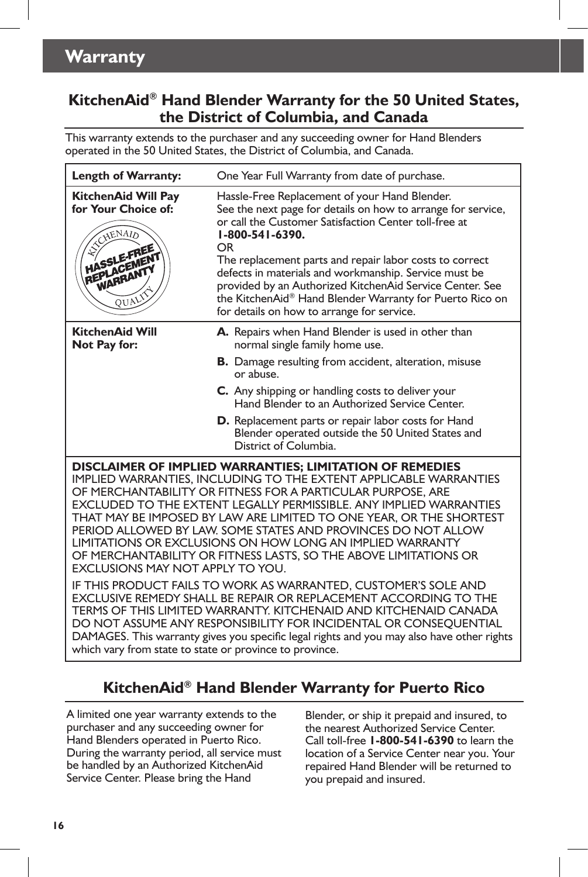# Warranty

## KitchenAid® Hand Blender Warranty for the 50 United States, the District of Columbia, and Canada

This warranty extends to the purchaser and any succeeding owner for Hand Blenders operated in the 50 United States, the District of Columbia, and Canada.

| | |
|---|---|
| **Length of Warranty:** | One Year Full Warranty from date of purchase. |
| **KitchenAid Will Pay for Your Choice of:** KITCHENAID HASSLE-FREE REPLACEMENT WARRANTY QUALITY | Hassle-Free Replacement of your Hand Blender. See the next page for details on how to arrange for service, or call the Customer Satisfaction Center toll-free at **1-800-541-6390.** OR The replacement parts and repair labor costs to correct defects in materials and workmanship. Service must be provided by an Authorized KitchenAid Service Center. See the KitchenAid® Hand Blender Warranty for Puerto Rico on for details on how to arrange for service. |
| **KitchenAid Will Not Pay for:** | **A.** Repairs when Hand Blender is used in other than normal single family home use. **B.** Damage resulting from accident, alteration, misuse or abuse. **C.** Any shipping or handling costs to deliver your Hand Blender to an Authorized Service Center. **D.** Replacement parts or repair labor costs for Hand Blender operated outside the 50 United States and District of Columbia. |

**DISCLAIMER OF IMPLIED WARRANTIES; LIMITATION OF REMEDIES**
IMPLIED WARRANTIES, INCLUDING TO THE EXTENT APPLICABLE WARRANTIES OF MERCHANTABILITY OR FITNESS FOR A PARTICULAR PURPOSE, ARE EXCLUDED TO THE EXTENT LEGALLY PERMISSIBLE. ANY IMPLIED WARRANTIES THAT MAY BE IMPOSED BY LAW ARE LIMITED TO ONE YEAR, OR THE SHORTEST PERIOD ALLOWED BY LAW. SOME STATES AND PROVINCES DO NOT ALLOW LIMITATIONS OR EXCLUSIONS ON HOW LONG AN IMPLIED WARRANTY OF MERCHANTABILITY OR FITNESS LASTS, SO THE ABOVE LIMITATIONS OR EXCLUSIONS MAY NOT APPLY TO YOU.

IF THIS PRODUCT FAILS TO WORK AS WARRANTED, CUSTOMER'S SOLE AND EXCLUSIVE REMEDY SHALL BE REPAIR OR REPLACEMENT ACCORDING TO THE TERMS OF THIS LIMITED WARRANTY. KITCHENAID AND KITCHENAID CANADA DO NOT ASSUME ANY RESPONSIBILITY FOR INCIDENTAL OR CONSEQUENTIAL DAMAGES. This warranty gives you specific legal rights and you may also have other rights which vary from state to state or province to province.

## KitchenAid® Hand Blender Warranty for Puerto Rico

A limited one year warranty extends to the purchaser and any succeeding owner for Hand Blenders operated in Puerto Rico. During the warranty period, all service must be handled by an Authorized KitchenAid Service Center. Please bring the Hand Blender, or ship it prepaid and insured, to the nearest Authorized Service Center. Call toll-free **1-800-541-6390** to learn the location of a Service Center near you. Your repaired Hand Blender will be returned to you prepaid and insured.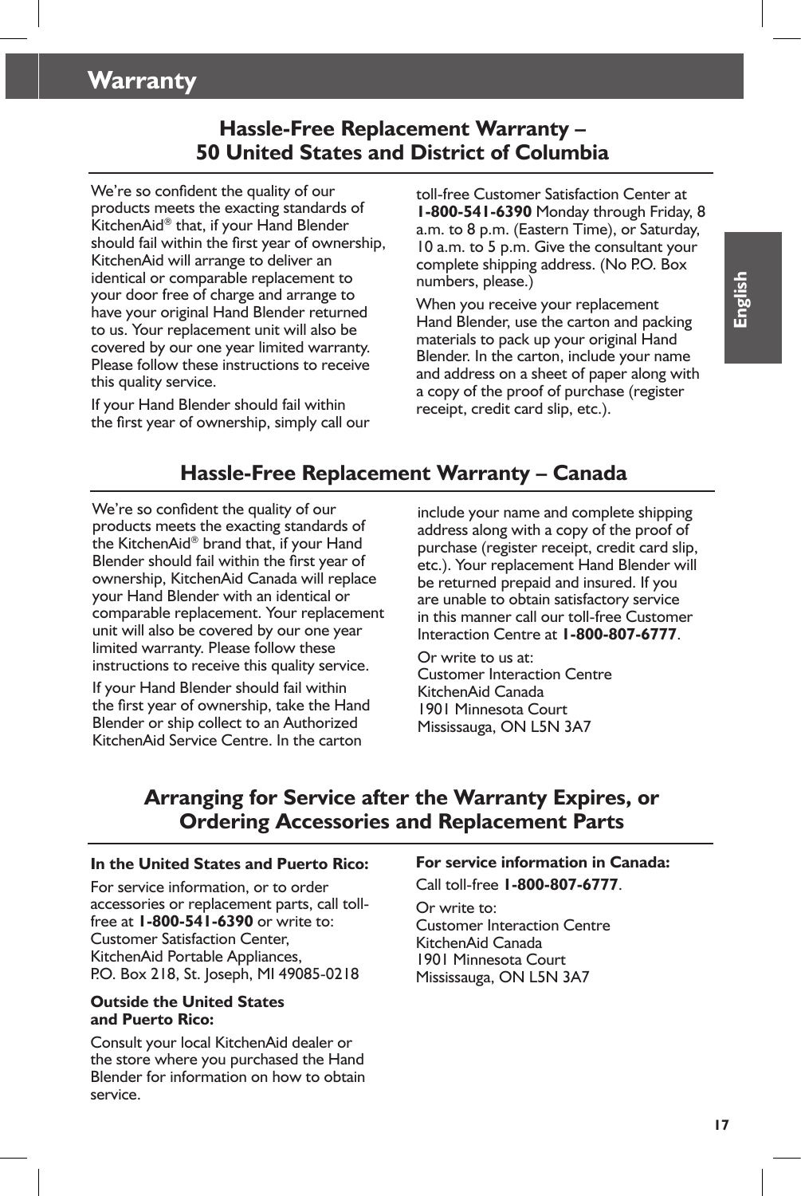# Warranty

## Hassle-Free Replacement Warranty – 50 United States and District of Columbia

We're so confident the quality of our products meets the exacting standards of KitchenAid® that, if your Hand Blender should fail within the first year of ownership, KitchenAid will arrange to deliver an identical or comparable replacement to your door free of charge and arrange to have your original Hand Blender returned to us. Your replacement unit will also be covered by our one year limited warranty. Please follow these instructions to receive this quality service.

If your Hand Blender should fail within the first year of ownership, simply call our toll-free Customer Satisfaction Center at **1-800-541-6390** Monday through Friday, 8 a.m. to 8 p.m. (Eastern Time), or Saturday, 10 a.m. to 5 p.m. Give the consultant your complete shipping address. (No P.O. Box numbers, please.)

When you receive your replacement Hand Blender, use the carton and packing materials to pack up your original Hand Blender. In the carton, include your name and address on a sheet of paper along with a copy of the proof of purchase (register receipt, credit card slip, etc.).

## Hassle-Free Replacement Warranty – Canada

We're so confident the quality of our products meets the exacting standards of the KitchenAid® brand that, if your Hand Blender should fail within the first year of ownership, KitchenAid Canada will replace your Hand Blender with an identical or comparable replacement. Your replacement unit will also be covered by our one year limited warranty. Please follow these instructions to receive this quality service.

If your Hand Blender should fail within the first year of ownership, take the Hand Blender or ship collect to an Authorized KitchenAid Service Centre. In the carton include your name and complete shipping address along with a copy of the proof of purchase (register receipt, credit card slip, etc.). Your replacement Hand Blender will be returned prepaid and insured. If you are unable to obtain satisfactory service in this manner call our toll-free Customer Interaction Centre at **1-800-807-6777**.

Or write to us at:
Customer Interaction Centre
KitchenAid Canada
1901 Minnesota Court
Mississauga, ON L5N 3A7

## Arranging for Service after the Warranty Expires, or Ordering Accessories and Replacement Parts

**In the United States and Puerto Rico:**

For service information, or to order accessories or replacement parts, call toll-free at **1-800-541-6390** or write to:
Customer Satisfaction Center,
KitchenAid Portable Appliances,
P.O. Box 218, St. Joseph, MI 49085-0218

**Outside the United States and Puerto Rico:**

Consult your local KitchenAid dealer or the store where you purchased the Hand Blender for information on how to obtain service.

**For service information in Canada:**

Call toll-free **1-800-807-6777**.

Or write to:
Customer Interaction Centre
KitchenAid Canada
1901 Minnesota Court
Mississauga, ON L5N 3A7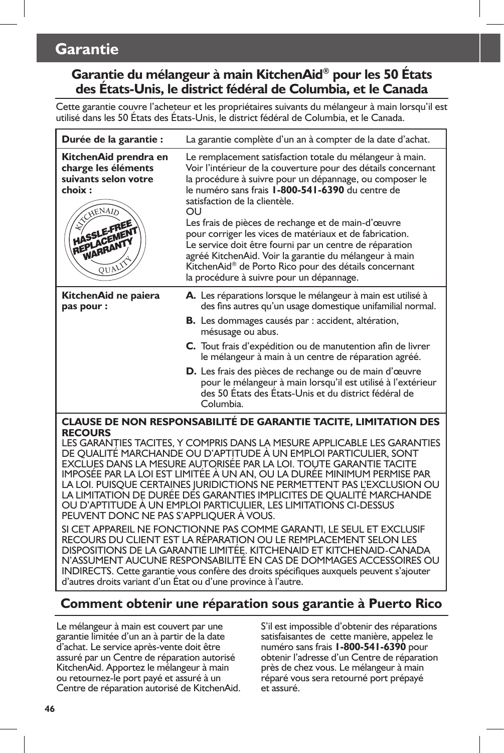# Garantie

## Garantie du mélangeur à main KitchenAid® pour les 50 États des États-Unis, le district fédéral de Columbia, et le Canada

Cette garantie couvre l'acheteur et les propriétaires suivants du mélangeur à main lorsqu'il est utilisé dans les 50 États des États-Unis, le district fédéral de Columbia, et le Canada.

| **Durée de la garantie :** | La garantie complète d'un an à compter de la date d'achat. |
|---|---|
| **KitchenAid prendra en charge les éléments suivants selon votre choix :** KITCHENAID HASSLE-FREE REPLACEMENT WARRANTY QUALITY | Le remplacement satisfaction totale du mélangeur à main. Voir l'intérieur de la couverture pour des détails concernant la procédure à suivre pour un dépannage, ou composer le le numéro sans frais **1-800-541-6390** du centre de satisfaction de la clientèle.<br>OU<br>Les frais de pièces de rechange et de main-d'œuvre pour corriger les vices de matériaux et de fabrication. Le service doit être fourni par un centre de réparation agréé KitchenAid. Voir la garantie du mélangeur à main KitchenAid® de Porto Rico pour des détails concernant la procédure à suivre pour un dépannage. |
| **KitchenAid ne paiera pas pour :** | **A.** Les réparations lorsque le mélangeur à main est utilisé à des fins autres qu'un usage domestique unifamilial normal.<br>**B.** Les dommages causés par : accident, altération, mésusage ou abus.<br>**C.** Tout frais d'expédition ou de manutention afin de livrer le mélangeur à main à un centre de réparation agréé.<br>**D.** Les frais des pièces de rechange ou de main d'œuvre pour le mélangeur à main lorsqu'il est utilisé à l'extérieur des 50 États des États-Unis et du district fédéral de Columbia. |

**CLAUSE DE NON RESPONSABILITÉ DE GARANTIE TACITE, LIMITATION DES RECOURS**

LES GARANTIES TACITES, Y COMPRIS DANS LA MESURE APPLICABLE LES GARANTIES DE QUALITÉ MARCHANDE OU D'APTITUDE À UN EMPLOI PARTICULIER, SONT EXCLUES DANS LA MESURE AUTORISÉE PAR LA LOI. TOUTE GARANTIE TACITE IMPOSÉE PAR LA LOI EST LIMITÉE À UN AN, OU LA DURÉE MINIMUM PERMISE PAR LA LOI. PUISQUE CERTAINES JURIDICTIONS NE PERMETTENT PAS L'EXCLUSION OU LA LIMITATION DE DURÉE DES GARANTIES IMPLICITES DE QUALITÉ MARCHANDE OU D'APTITUDE À UN EMPLOI PARTICULIER, LES LIMITATIONS CI-DESSUS PEUVENT DONC NE PAS S'APPLIQUER À VOUS.

SI CET APPAREIL NE FONCTIONNE PAS COMME GARANTI, LE SEUL ET EXCLUSIF RECOURS DU CLIENT EST LA RÉPARATION OU LE REMPLACEMENT SELON LES DISPOSITIONS DE LA GARANTIE LIMITÉE. KITCHENAID ET KITCHENAID-CANADA N'ASSUMENT AUCUNE RESPONSABILITÉ EN CAS DE DOMMAGES ACCESSOIRES OU INDIRECTS. Cette garantie vous confère des droits spécifiques auxquels peuvent s'ajouter d'autres droits variant d'un État ou d'une province à l'autre.

## Comment obtenir une réparation sous garantie à Puerto Rico

Le mélangeur à main est couvert par une garantie limitée d'un an à partir de la date d'achat. Le service après-vente doit être assuré par un Centre de réparation autorisé KitchenAid. Apportez le mélangeur à main ou retournez-le port payé et assuré à un Centre de réparation autorisé de KitchenAid.

S'il est impossible d'obtenir des réparations satisfaisantes de cette manière, appelez le numéro sans frais **1-800-541-6390** pour obtenir l'adresse d'un Centre de réparation près de chez vous. Le mélangeur à main réparé vous sera retourné port prépayé et assuré.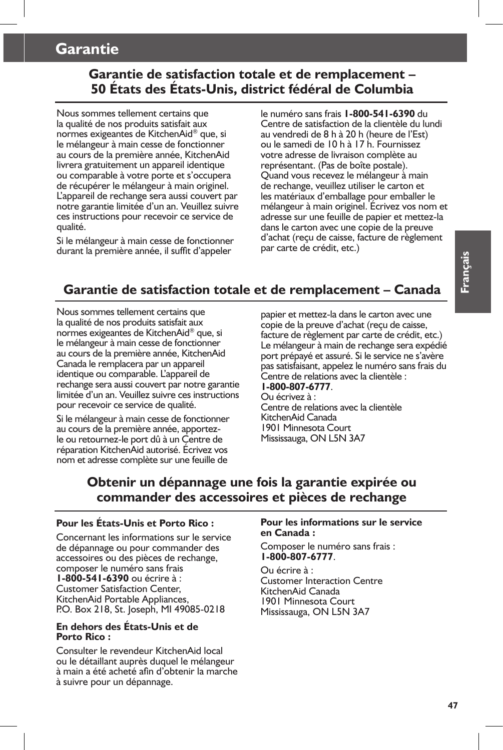# Garantie

## Garantie de satisfaction totale et de remplacement – 50 États des États-Unis, district fédéral de Columbia

Nous sommes tellement certains que la qualité de nos produits satisfait aux normes exigeantes de KitchenAid® que, si le mélangeur à main cesse de fonctionner au cours de la première année, KitchenAid livrera gratuitement un appareil identique ou comparable à votre porte et s'occupera de récupérer le mélangeur à main originel. L'appareil de rechange sera aussi couvert par notre garantie limitée d'un an. Veuillez suivre ces instructions pour recevoir ce service de qualité.

Si le mélangeur à main cesse de fonctionner durant la première année, il suffit d'appeler le numéro sans frais **1-800-541-6390** du Centre de satisfaction de la clientèle du lundi au vendredi de 8 h à 20 h (heure de l'Est) ou le samedi de 10 h à 17 h. Fournissez votre adresse de livraison complète au représentant. (Pas de boîte postale). Quand vous recevez le mélangeur à main de rechange, veuillez utiliser le carton et les matériaux d'emballage pour emballer le mélangeur à main originel. Écrivez vos nom et adresse sur une feuille de papier et mettez-la dans le carton avec une copie de la preuve d'achat (reçu de caisse, facture de règlement par carte de crédit, etc.)

## Garantie de satisfaction totale et de remplacement – Canada

Nous sommes tellement certains que la qualité de nos produits satisfait aux normes exigeantes de KitchenAid® que, si le mélangeur à main cesse de fonctionner au cours de la première année, KitchenAid Canada le remplacera par un appareil identique ou comparable. L'appareil de rechange sera aussi couvert par notre garantie limitée d'un an. Veuillez suivre ces instructions pour recevoir ce service de qualité.

Si le mélangeur à main cesse de fonctionner au cours de la première année, apportez-le ou retournez-le port dû à un Centre de réparation KitchenAid autorisé. Écrivez vos nom et adresse complète sur une feuille de papier et mettez-la dans le carton avec une copie de la preuve d'achat (reçu de caisse, facture de règlement par carte de crédit, etc.) Le mélangeur à main de rechange sera expédié port prépayé et assuré. Si le service ne s'avère pas satisfaisant, appelez le numéro sans frais du Centre de relations avec la clientèle :
**1-800-807-6777**.
Ou écrivez à :
Centre de relations avec la clientèle
KitchenAid Canada
1901 Minnesota Court
Mississauga, ON L5N 3A7

## Obtenir un dépannage une fois la garantie expirée ou commander des accessoires et pièces de rechange

**Pour les États-Unis et Porto Rico :**

Concernant les informations sur le service de dépannage ou pour commander des accessoires ou des pièces de rechange, composer le numéro sans frais **1-800-541-6390** ou écrire à :
Customer Satisfaction Center,
KitchenAid Portable Appliances,
P.O. Box 218, St. Joseph, MI 49085-0218

**En dehors des États-Unis et de Porto Rico :**

Consulter le revendeur KitchenAid local ou le détaillant auprès duquel le mélangeur à main a été acheté afin d'obtenir la marche à suivre pour un dépannage.

**Pour les informations sur le service en Canada :**

Composer le numéro sans frais :
**1-800-807-6777**.

Ou écrire à :
Customer Interaction Centre
KitchenAid Canada
1901 Minnesota Court
Mississauga, ON L5N 3A7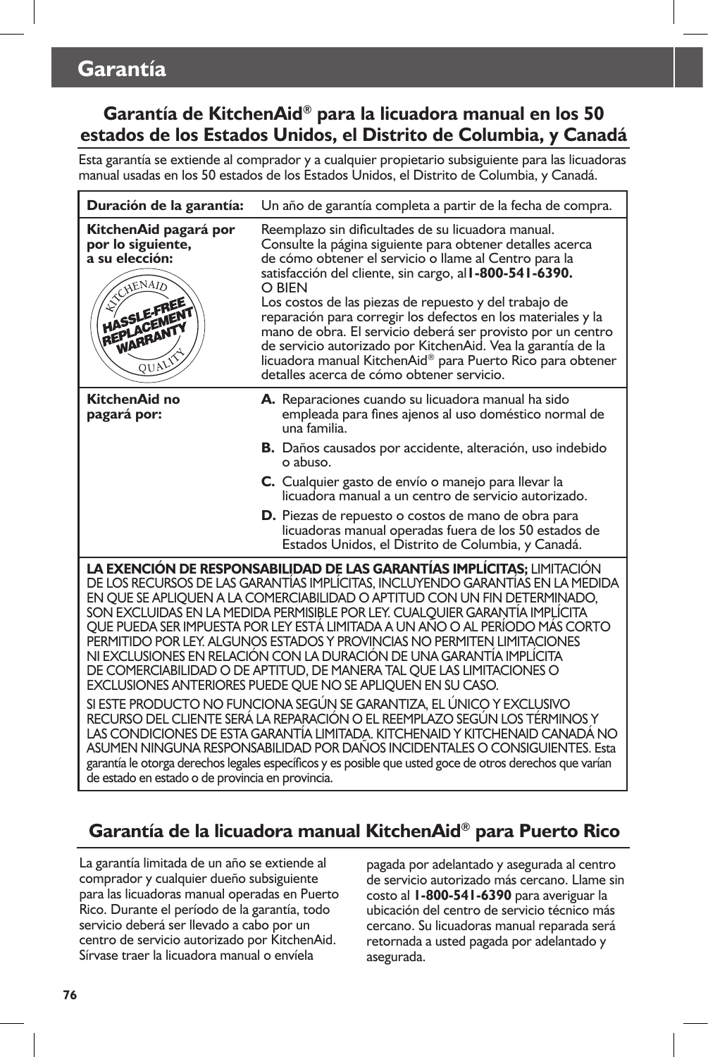# Garantía

## Garantía de KitchenAid® para la licuadora manual en los 50 estados de los Estados Unidos, el Distrito de Columbia, y Canadá

Esta garantía se extiende al comprador y a cualquier propietario subsiguiente para las licuadoras manual usadas en los 50 estados de los Estados Unidos, el Distrito de Columbia, y Canadá.

| **Duración de la garantía:** | Un año de garantía completa a partir de la fecha de compra. |
|---|---|
| **KitchenAid pagará por por lo siguiente, a su elección:** KITCHENAID HASSLE-FREE REPLACEMENT WARRANTY QUALITY | Reemplazo sin dificultades de su licuadora manual. Consulte la página siguiente para obtener detalles acerca de cómo obtener el servicio o llame al Centro para la satisfacción del cliente, sin cargo, al **1-800-541-6390.** O BIEN Los costos de las piezas de repuesto y del trabajo de reparación para corregir los defectos en los materiales y la mano de obra. El servicio deberá ser provisto por un centro de servicio autorizado por KitchenAid. Vea la garantía de la licuadora manual KitchenAid® para Puerto Rico para obtener detalles acerca de cómo obtener servicio. |
| **KitchenAid no pagará por:** | **A.** Reparaciones cuando su licuadora manual ha sido empleada para fines ajenos al uso doméstico normal de una familia. **B.** Daños causados por accidente, alteración, uso indebido o abuso. **C.** Cualquier gasto de envío o manejo para llevar la licuadora manual a un centro de servicio autorizado. **D.** Piezas de repuesto o costos de mano de obra para licuadoras manual operadas fuera de los 50 estados de Estados Unidos, el Distrito de Columbia, y Canadá. |

**LA EXENCIÓN DE RESPONSABILIDAD DE LAS GARANTÍAS IMPLÍCITAS;** LIMITACIÓN DE LOS RECURSOS DE LAS GARANTÍAS IMPLÍCITAS, INCLUYENDO GARANTÍAS EN LA MEDIDA EN QUE SE APLIQUEN A LA COMERCIABILIDAD O APTITUD CON UN FIN DETERMINADO, SON EXCLUIDAS EN LA MEDIDA PERMISIBLE POR LEY. CUALQUIER GARANTÍA IMPLÍCITA QUE PUEDA SER IMPUESTA POR LEY ESTÁ LIMITADA A UN AÑO O AL PERÍODO MÁS CORTO PERMITIDO POR LEY. ALGUNOS ESTADOS Y PROVINCIAS NO PERMITEN LIMITACIONES NI EXCLUSIONES EN RELACIÓN CON LA DURACIÓN DE UNA GARANTÍA IMPLÍCITA DE COMERCIABILIDAD O DE APTITUD, DE MANERA TAL QUE LAS LIMITACIONES O EXCLUSIONES ANTERIORES PUEDE QUE NO SE APLIQUEN EN SU CASO.

SI ESTE PRODUCTO NO FUNCIONA SEGÚN SE GARANTIZA, EL ÚNICO Y EXCLUSIVO RECURSO DEL CLIENTE SERÁ LA REPARACIÓN O EL REEMPLAZO SEGÚN LOS TÉRMINOS Y LAS CONDICIONES DE ESTA GARANTÍA LIMITADA. KITCHENAID Y KITCHENAID CANADÁ NO ASUMEN NINGUNA RESPONSABILIDAD POR DAÑOS INCIDENTALES O CONSIGUIENTES. Esta garantía le otorga derechos legales específicos y es posible que usted goce de otros derechos que varían de estado en estado o de provincia en provincia.

## Garantía de la licuadora manual KitchenAid® para Puerto Rico

La garantía limitada de un año se extiende al comprador y cualquier dueño subsiguiente para las licuadoras manual operadas en Puerto Rico. Durante el período de la garantía, todo servicio deberá ser llevado a cabo por un centro de servicio autorizado por KitchenAid. Sírvase traer la licuadora manual o envíela pagada por adelantado y asegurada al centro de servicio autorizado más cercano. Llame sin costo al **1-800-541-6390** para averiguar la ubicación del centro de servicio técnico más cercano. Su licuadoras manual reparada será retornada a usted pagada por adelantado y asegurada.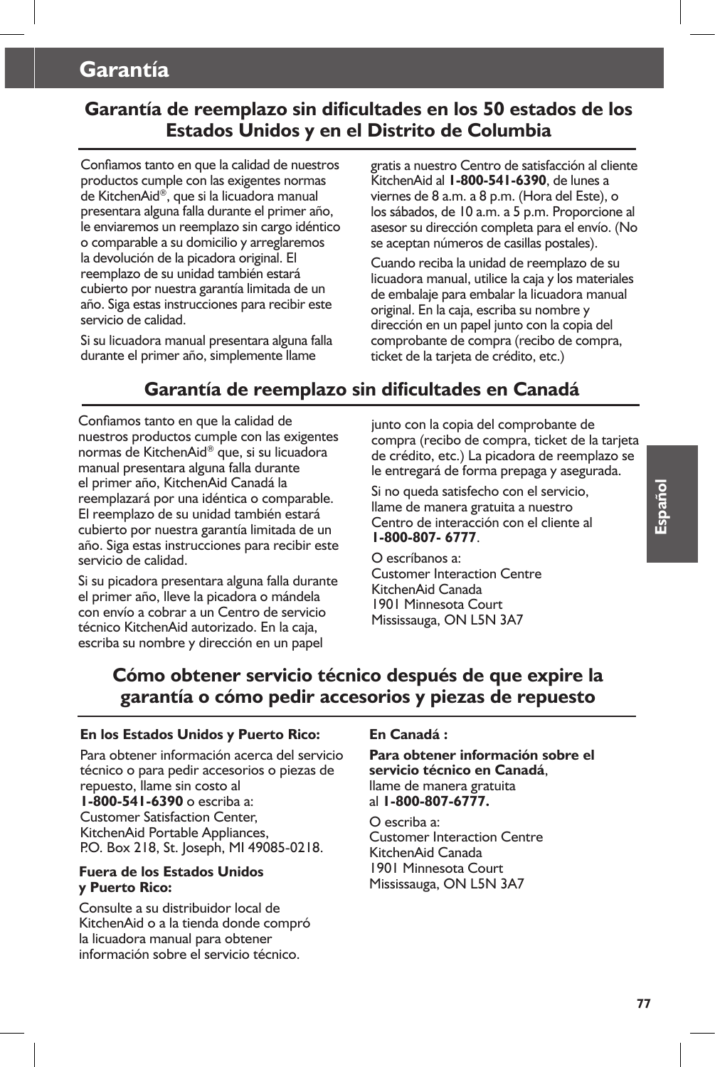# Garantía

## Garantía de reemplazo sin dificultades en los 50 estados de los Estados Unidos y en el Distrito de Columbia

Confiamos tanto en que la calidad de nuestros productos cumple con las exigentes normas de KitchenAid®, que si la licuadora manual presentara alguna falla durante el primer año, le enviaremos un reemplazo sin cargo idéntico o comparable a su domicilio y arreglaremos la devolución de la picadora original. El reemplazo de su unidad también estará cubierto por nuestra garantía limitada de un año. Siga estas instrucciones para recibir este servicio de calidad.

Si su licuadora manual presentara alguna falla durante el primer año, simplemente llame gratis a nuestro Centro de satisfacción al cliente KitchenAid al **1-800-541-6390**, de lunes a viernes de 8 a.m. a 8 p.m. (Hora del Este), o los sábados, de 10 a.m. a 5 p.m. Proporcione al asesor su dirección completa para el envío. (No se aceptan números de casillas postales).

Cuando reciba la unidad de reemplazo de su licuadora manual, utilice la caja y los materiales de embalaje para embalar la licuadora manual original. En la caja, escriba su nombre y dirección en un papel junto con la copia del comprobante de compra (recibo de compra, ticket de la tarjeta de crédito, etc.)

## Garantía de reemplazo sin dificultades en Canadá

Confiamos tanto en que la calidad de nuestros productos cumple con las exigentes normas de KitchenAid® que, si su licuadora manual presentara alguna falla durante el primer año, KitchenAid Canadá la reemplazará por una idéntica o comparable. El reemplazo de su unidad también estará cubierto por nuestra garantía limitada de un año. Siga estas instrucciones para recibir este servicio de calidad.

Si su picadora presentara alguna falla durante el primer año, lleve la picadora o mándela con envío a cobrar a un Centro de servicio técnico KitchenAid autorizado. En la caja, escriba su nombre y dirección en un papel junto con la copia del comprobante de compra (recibo de compra, ticket de la tarjeta de crédito, etc.) La picadora de reemplazo se le entregará de forma prepaga y asegurada.

Si no queda satisfecho con el servicio, llame de manera gratuita a nuestro Centro de interacción con el cliente al **1-800-807- 6777**.

O escríbanos a:
Customer Interaction Centre
KitchenAid Canada
1901 Minnesota Court
Mississauga, ON L5N 3A7

## Cómo obtener servicio técnico después de que expire la garantía o cómo pedir accesorios y piezas de repuesto

**En los Estados Unidos y Puerto Rico:**

Para obtener información acerca del servicio técnico o para pedir accesorios o piezas de repuesto, llame sin costo al **1-800-541-6390** o escriba a:
Customer Satisfaction Center,
KitchenAid Portable Appliances,
P.O. Box 218, St. Joseph, MI 49085-0218.

**Fuera de los Estados Unidos y Puerto Rico:**

Consulte a su distribuidor local de KitchenAid o a la tienda donde compró la licuadora manual para obtener información sobre el servicio técnico.

**En Canadá :**

**Para obtener información sobre el servicio técnico en Canadá**, llame de manera gratuita al **1-800-807-6777.**

O escriba a:
Customer Interaction Centre
KitchenAid Canada
1901 Minnesota Court
Mississauga, ON L5N 3A7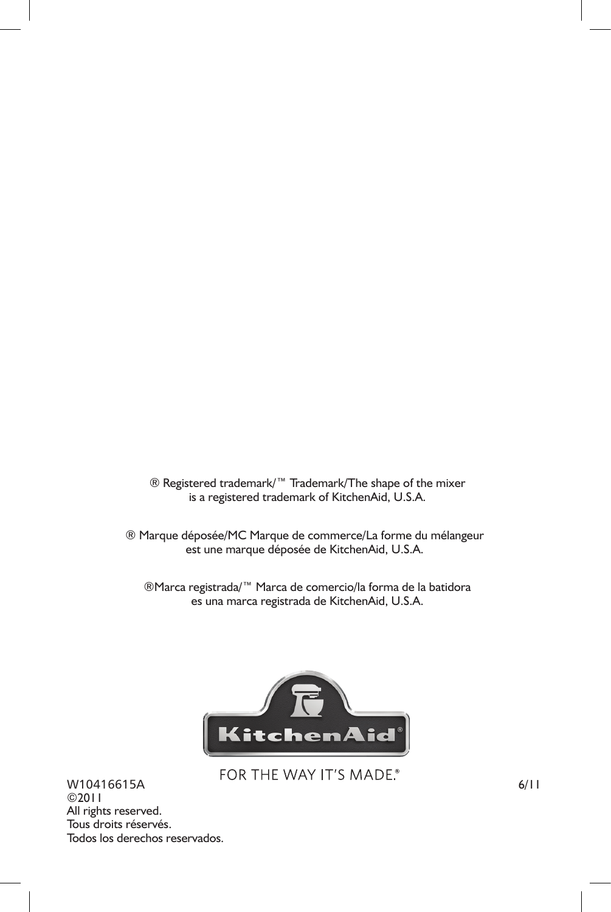® Registered trademark/™ Trademark/The shape of the mixer is a registered trademark of KitchenAid, U.S.A.

® Marque déposée/MC Marque de commerce/La forme du mélangeur est une marque déposée de KitchenAid, U.S.A.

®Marca registrada/™ Marca de comercio/la forma de la batidora es una marca registrada de KitchenAid, U.S.A.

KitchenAid®

FOR THE WAY IT'S MADE.®

W10416615A  
©2011  
All rights reserved.  
Tous droits réservés.  
Todos los derechos reservados.

6/11